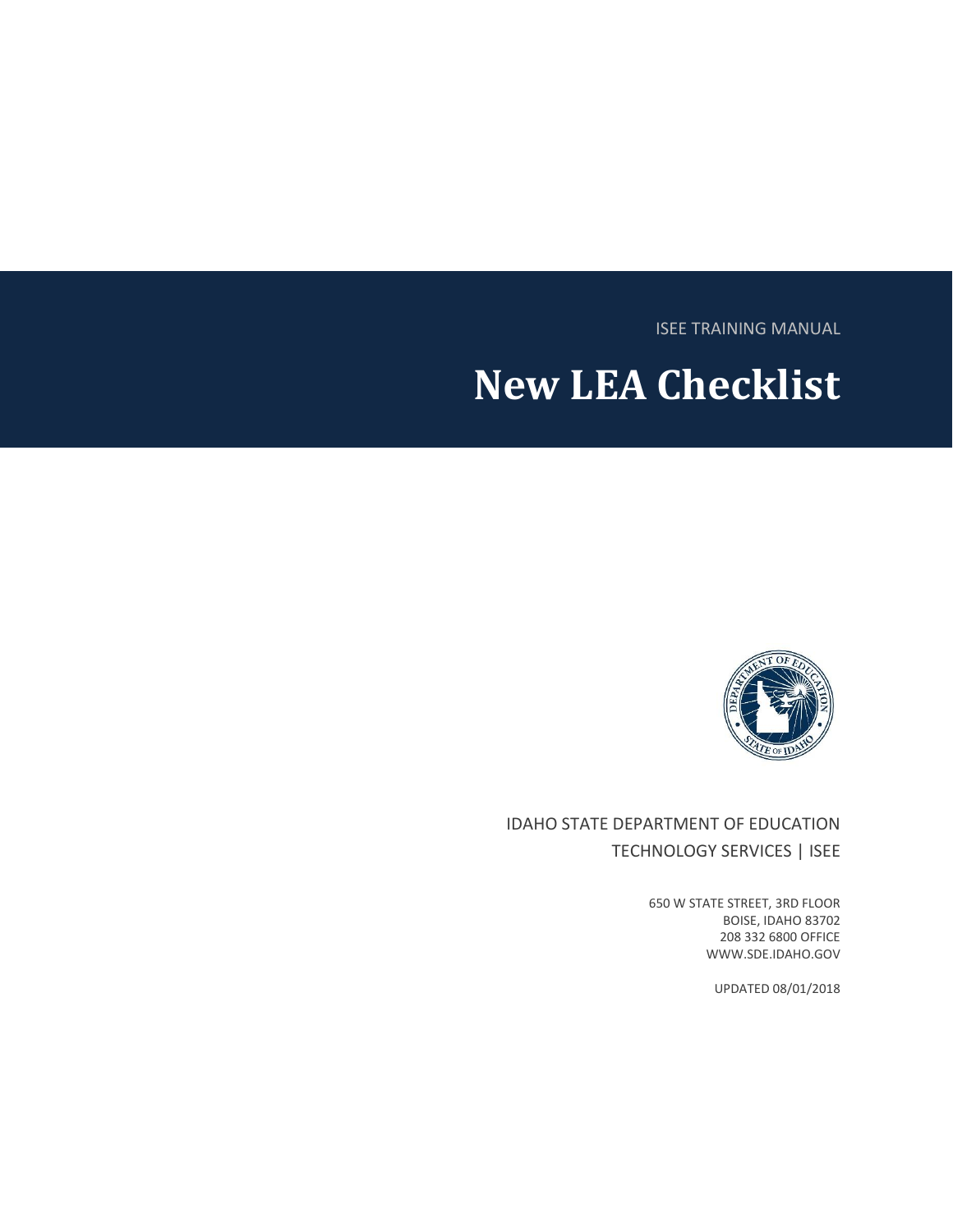ISEE TRAINING MANUAL

# New LEA Checklist

IDAHO STATE DEPARTMENT OF EDUCATION

TECHNOLOGY SERVICES | ISEE

650 W STATE STREET, 3RD FLOOR
BOISE, IDAHO 83702
208 332 6800 OFFICE
WWW.SDE.IDAHO.GOV

UPDATED 08/01/2018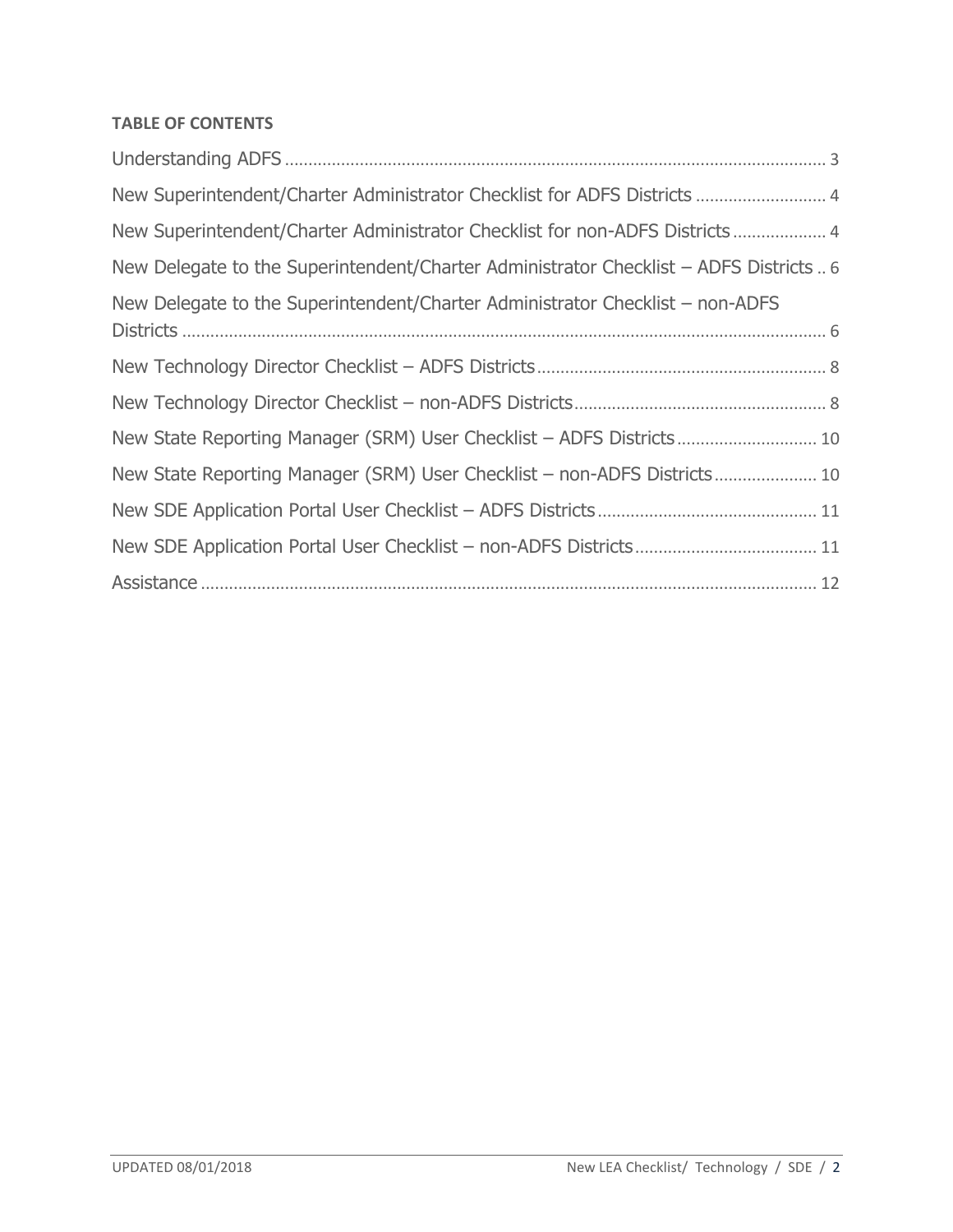**TABLE OF CONTENTS**

Understanding ADFS ................................................................................................................. 3

New Superintendent/Charter Administrator Checklist for ADFS Districts ........................... 4

New Superintendent/Charter Administrator Checklist for non-ADFS Districts ................... 4

New Delegate to the Superintendent/Charter Administrator Checklist – ADFS Districts .. 6

New Delegate to the Superintendent/Charter Administrator Checklist – non-ADFS Districts ........................................................................................................................ 6

New Technology Director Checklist – ADFS Districts ............................................................ 8

New Technology Director Checklist – non-ADFS Districts ..................................................... 8

New State Reporting Manager (SRM) User Checklist – ADFS Districts ............................. 10

New State Reporting Manager (SRM) User Checklist – non-ADFS Districts ..................... 10

New SDE Application Portal User Checklist – ADFS Districts .............................................. 11

New SDE Application Portal User Checklist – non-ADFS Districts ...................................... 11

Assistance .................................................................................................................................. 12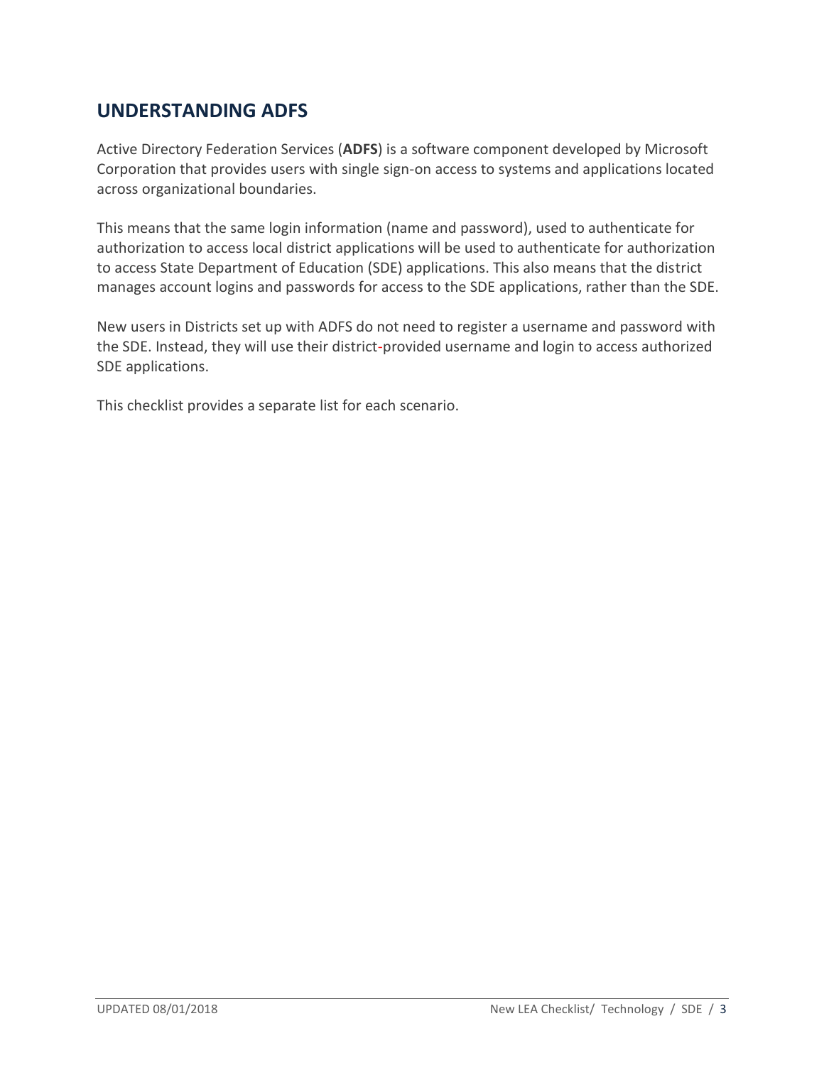## UNDERSTANDING ADFS

Active Directory Federation Services (**ADFS**) is a software component developed by Microsoft Corporation that provides users with single sign-on access to systems and applications located across organizational boundaries.

This means that the same login information (name and password), used to authenticate for authorization to access local district applications will be used to authenticate for authorization to access State Department of Education (SDE) applications. This also means that the district manages account logins and passwords for access to the SDE applications, rather than the SDE.

New users in Districts set up with ADFS do not need to register a username and password with the SDE. Instead, they will use their district-provided username and login to access authorized SDE applications.

This checklist provides a separate list for each scenario.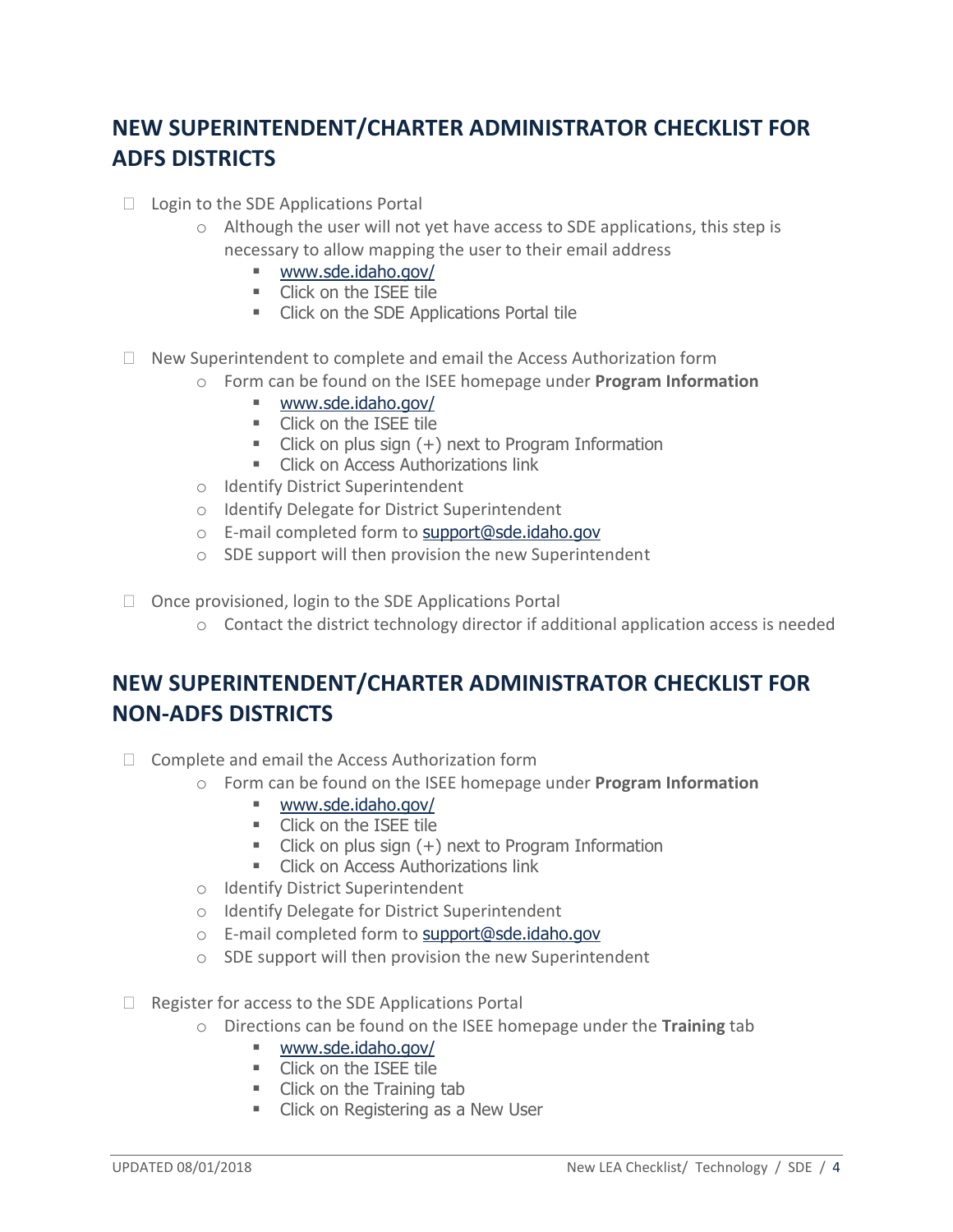## NEW SUPERINTENDENT/CHARTER ADMINISTRATOR CHECKLIST FOR ADFS DISTRICTS

- ☐ Login to the SDE Applications Portal
  - Although the user will not yet have access to SDE applications, this step is necessary to allow mapping the user to their email address
    - www.sde.idaho.gov/
    - Click on the ISEE tile
    - Click on the SDE Applications Portal tile
- ☐ New Superintendent to complete and email the Access Authorization form
  - Form can be found on the ISEE homepage under **Program Information**
    - www.sde.idaho.gov/
    - Click on the ISEE tile
    - Click on plus sign (+) next to Program Information
    - Click on Access Authorizations link
  - Identify District Superintendent
  - Identify Delegate for District Superintendent
  - E-mail completed form to support@sde.idaho.gov
  - SDE support will then provision the new Superintendent
- ☐ Once provisioned, login to the SDE Applications Portal
  - Contact the district technology director if additional application access is needed

## NEW SUPERINTENDENT/CHARTER ADMINISTRATOR CHECKLIST FOR NON-ADFS DISTRICTS

- ☐ Complete and email the Access Authorization form
  - Form can be found on the ISEE homepage under **Program Information**
    - www.sde.idaho.gov/
    - Click on the ISEE tile
    - Click on plus sign (+) next to Program Information
    - Click on Access Authorizations link
  - Identify District Superintendent
  - Identify Delegate for District Superintendent
  - E-mail completed form to support@sde.idaho.gov
  - SDE support will then provision the new Superintendent
- ☐ Register for access to the SDE Applications Portal
  - Directions can be found on the ISEE homepage under the **Training** tab
    - www.sde.idaho.gov/
    - Click on the ISEE tile
    - Click on the Training tab
    - Click on Registering as a New User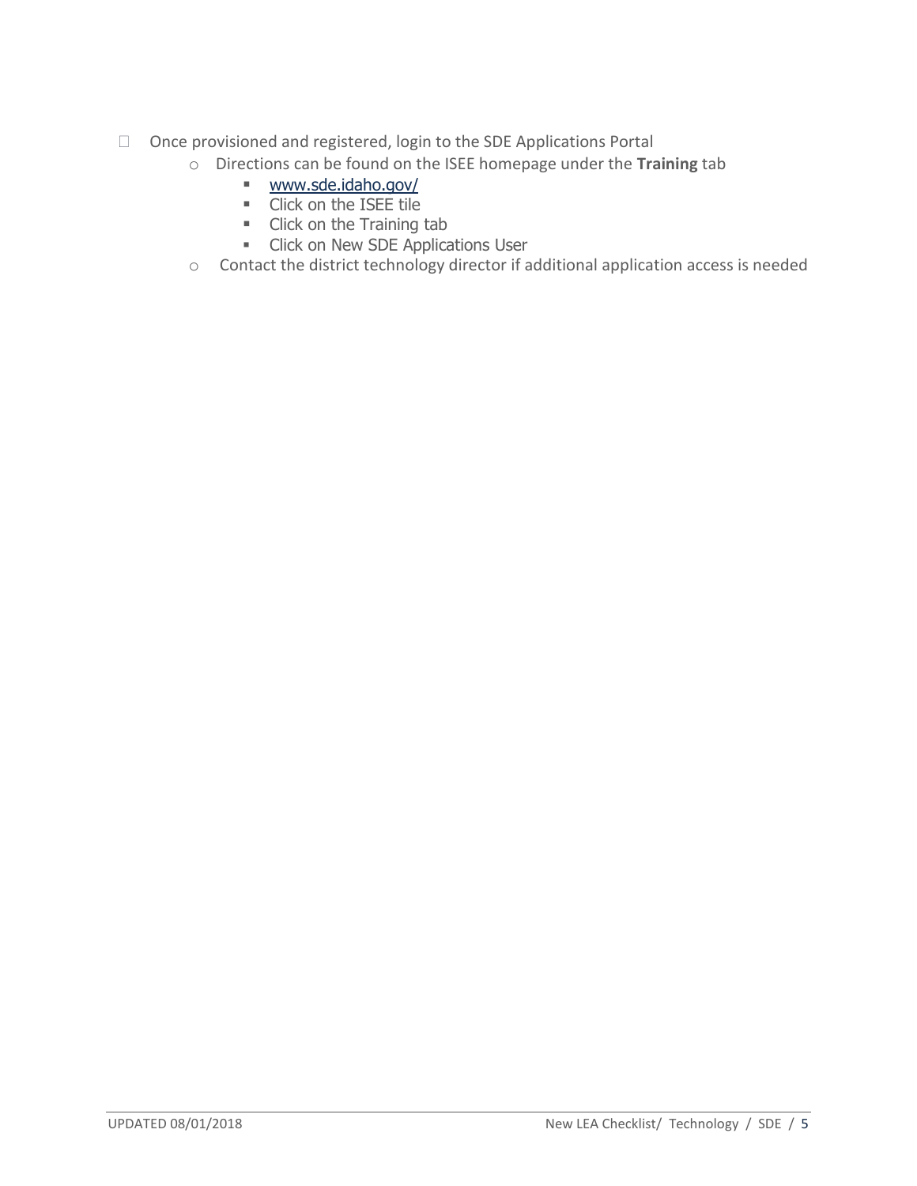- Once provisioned and registered, login to the SDE Applications Portal
  - Directions can be found on the ISEE homepage under the **Training** tab
    - www.sde.idaho.gov/
    - Click on the ISEE tile
    - Click on the Training tab
    - Click on New SDE Applications User
  - Contact the district technology director if additional application access is needed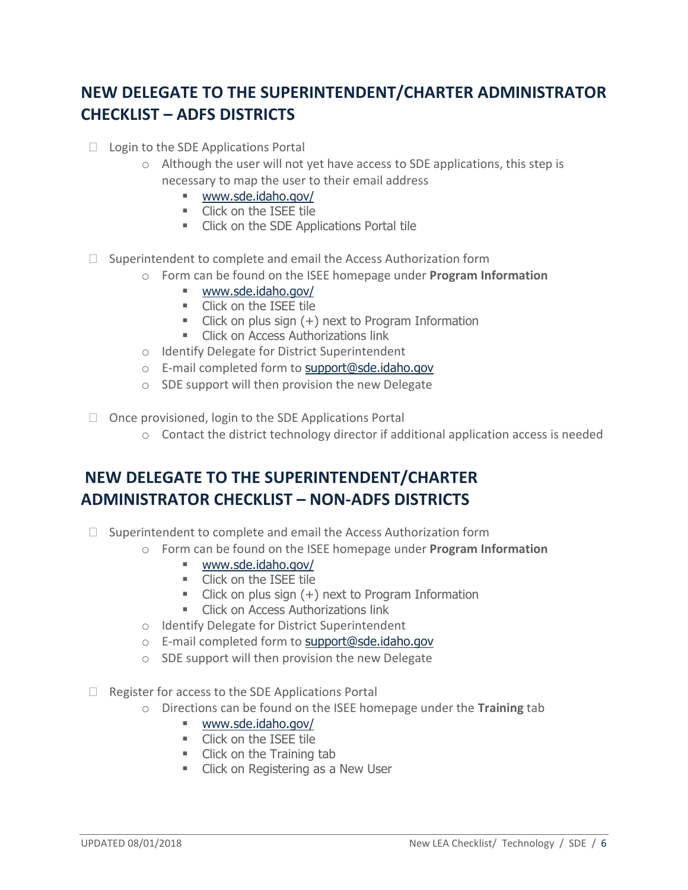## NEW DELEGATE TO THE SUPERINTENDENT/CHARTER ADMINISTRATOR CHECKLIST – ADFS DISTRICTS

- ☐ Login to the SDE Applications Portal
  - Although the user will not yet have access to SDE applications, this step is necessary to map the user to their email address
    - www.sde.idaho.gov/
    - Click on the ISEE tile
    - Click on the SDE Applications Portal tile
- ☐ Superintendent to complete and email the Access Authorization form
  - Form can be found on the ISEE homepage under **Program Information**
    - www.sde.idaho.gov/
    - Click on the ISEE tile
    - Click on plus sign (+) next to Program Information
    - Click on Access Authorizations link
  - Identify Delegate for District Superintendent
  - E-mail completed form to support@sde.idaho.gov
  - SDE support will then provision the new Delegate
- ☐ Once provisioned, login to the SDE Applications Portal
  - Contact the district technology director if additional application access is needed

## NEW DELEGATE TO THE SUPERINTENDENT/CHARTER ADMINISTRATOR CHECKLIST – NON-ADFS DISTRICTS

- ☐ Superintendent to complete and email the Access Authorization form
  - Form can be found on the ISEE homepage under **Program Information**
    - www.sde.idaho.gov/
    - Click on the ISEE tile
    - Click on plus sign (+) next to Program Information
    - Click on Access Authorizations link
  - Identify Delegate for District Superintendent
  - E-mail completed form to support@sde.idaho.gov
  - SDE support will then provision the new Delegate
- ☐ Register for access to the SDE Applications Portal
  - Directions can be found on the ISEE homepage under the **Training** tab
    - www.sde.idaho.gov/
    - Click on the ISEE tile
    - Click on the Training tab
    - Click on Registering as a New User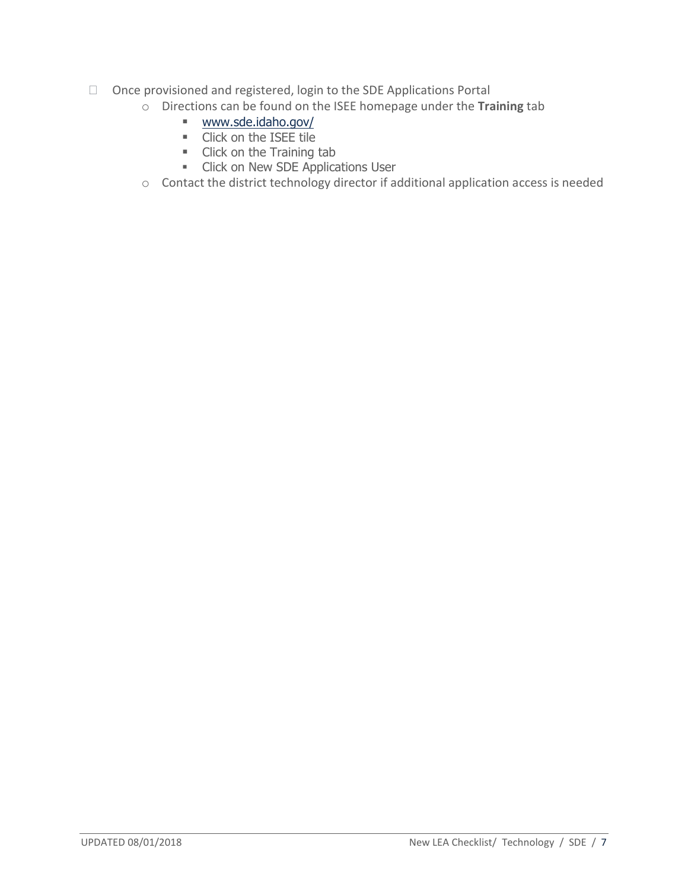- [ ] Once provisioned and registered, login to the SDE Applications Portal
    - Directions can be found on the ISEE homepage under the **Training** tab
        - www.sde.idaho.gov/
        - Click on the ISEE tile
        - Click on the Training tab
        - Click on New SDE Applications User
    - Contact the district technology director if additional application access is needed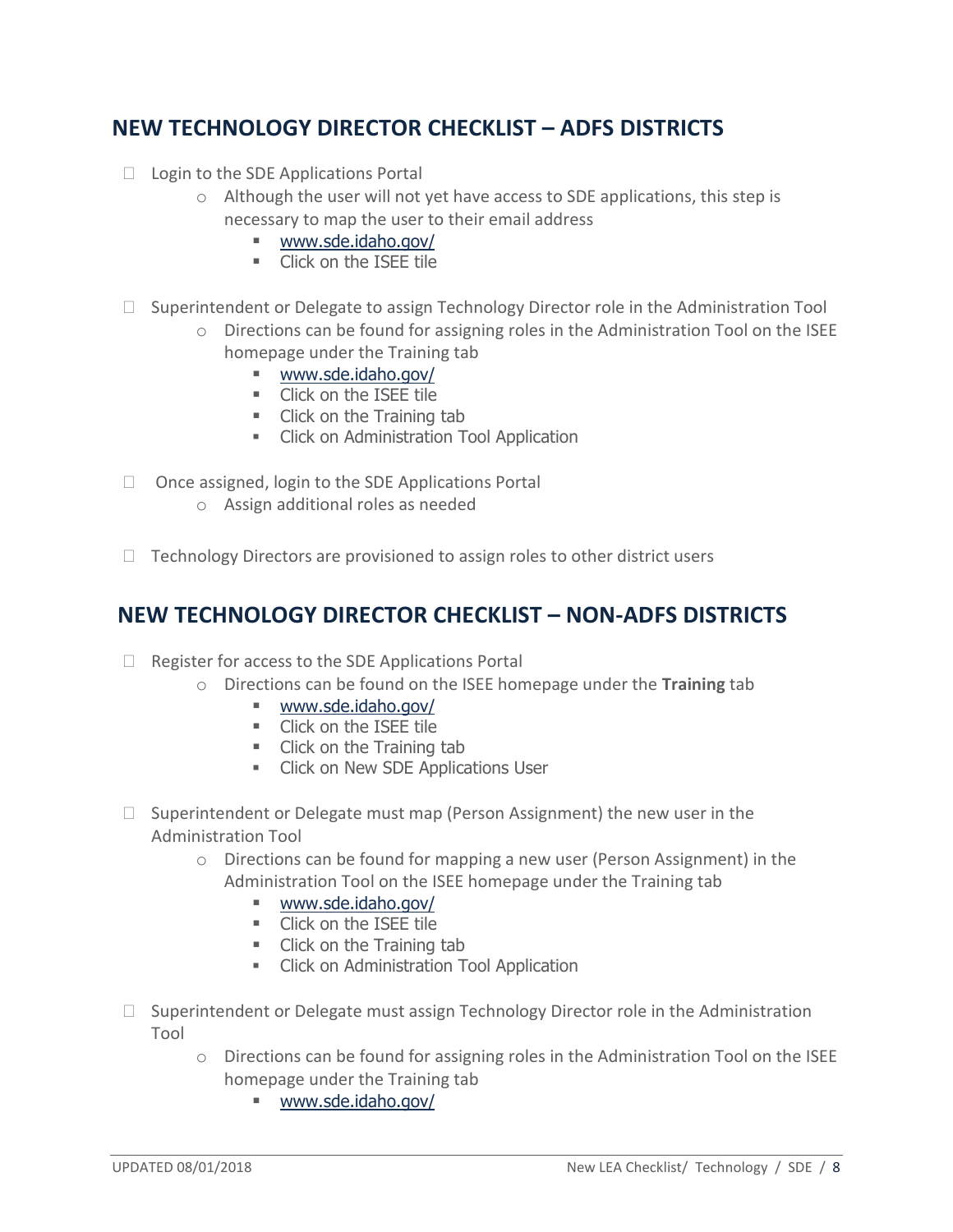## NEW TECHNOLOGY DIRECTOR CHECKLIST – ADFS DISTRICTS

- ☐ Login to the SDE Applications Portal
  - Although the user will not yet have access to SDE applications, this step is necessary to map the user to their email address
    - www.sde.idaho.gov/
    - Click on the ISEE tile

- ☐ Superintendent or Delegate to assign Technology Director role in the Administration Tool
  - Directions can be found for assigning roles in the Administration Tool on the ISEE homepage under the Training tab
    - www.sde.idaho.gov/
    - Click on the ISEE tile
    - Click on the Training tab
    - Click on Administration Tool Application

- ☐ Once assigned, login to the SDE Applications Portal
  - Assign additional roles as needed

- ☐ Technology Directors are provisioned to assign roles to other district users

## NEW TECHNOLOGY DIRECTOR CHECKLIST – NON-ADFS DISTRICTS

- ☐ Register for access to the SDE Applications Portal
  - Directions can be found on the ISEE homepage under the **Training** tab
    - www.sde.idaho.gov/
    - Click on the ISEE tile
    - Click on the Training tab
    - Click on New SDE Applications User

- ☐ Superintendent or Delegate must map (Person Assignment) the new user in the Administration Tool
  - Directions can be found for mapping a new user (Person Assignment) in the Administration Tool on the ISEE homepage under the Training tab
    - www.sde.idaho.gov/
    - Click on the ISEE tile
    - Click on the Training tab
    - Click on Administration Tool Application

- ☐ Superintendent or Delegate must assign Technology Director role in the Administration Tool
  - Directions can be found for assigning roles in the Administration Tool on the ISEE homepage under the Training tab
    - www.sde.idaho.gov/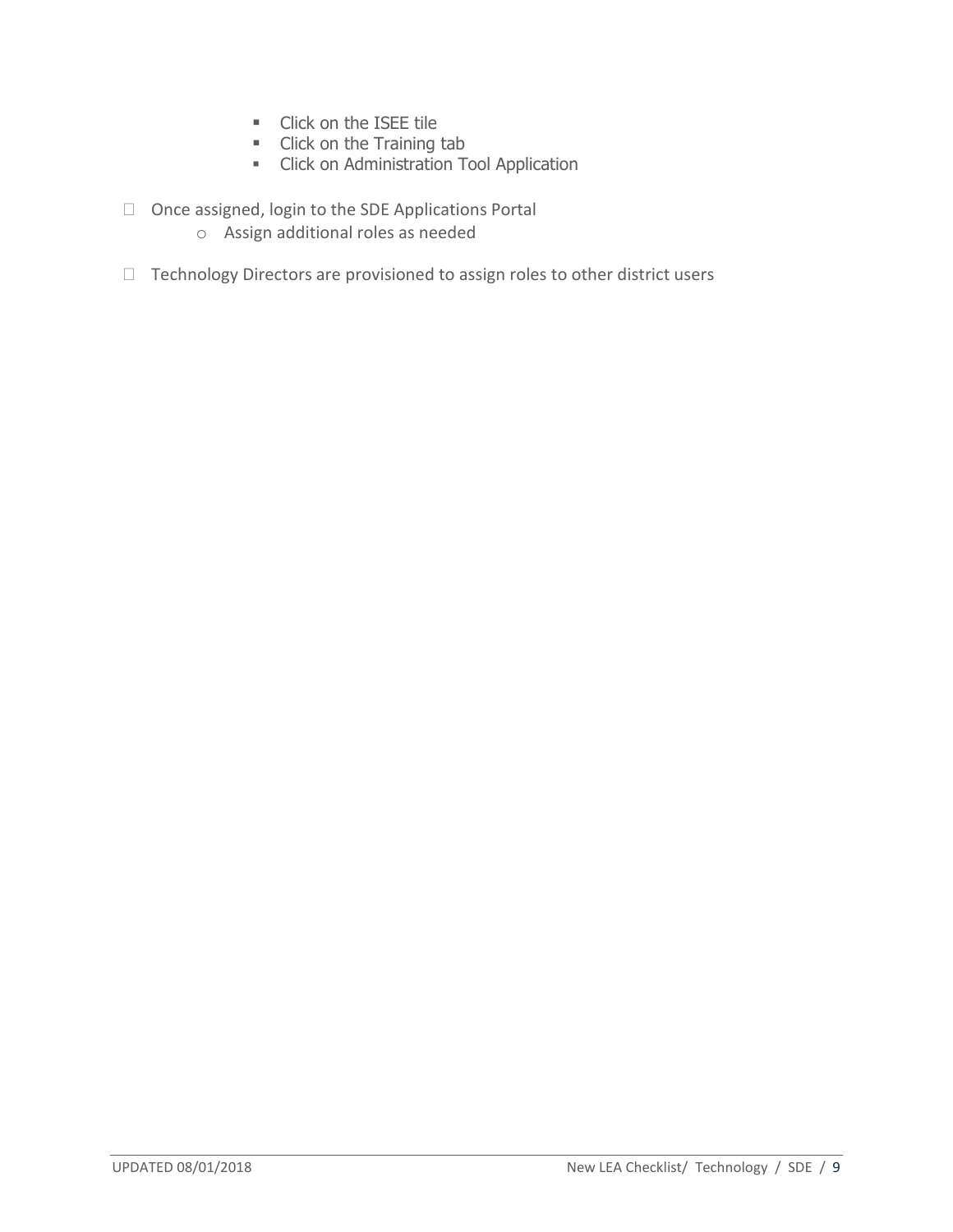- Click on the ISEE tile
        - Click on the Training tab
        - Click on Administration Tool Application

- ☐ Once assigned, login to the SDE Applications Portal
    - Assign additional roles as needed

- ☐ Technology Directors are provisioned to assign roles to other district users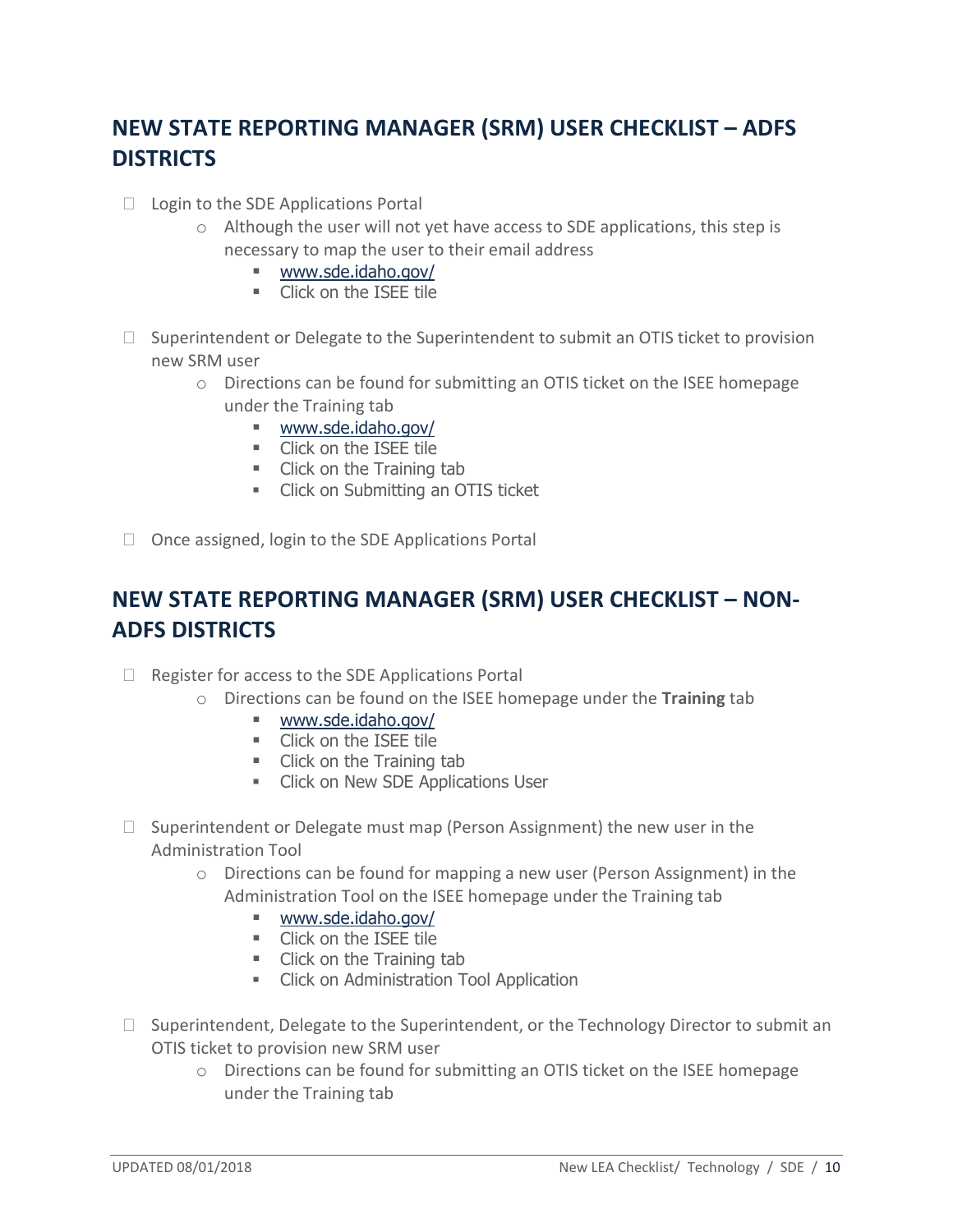## NEW STATE REPORTING MANAGER (SRM) USER CHECKLIST – ADFS DISTRICTS

- ☐ Login to the SDE Applications Portal
  - Although the user will not yet have access to SDE applications, this step is necessary to map the user to their email address
    - www.sde.idaho.gov/
    - Click on the ISEE tile
- ☐ Superintendent or Delegate to the Superintendent to submit an OTIS ticket to provision new SRM user
  - Directions can be found for submitting an OTIS ticket on the ISEE homepage under the Training tab
    - www.sde.idaho.gov/
    - Click on the ISEE tile
    - Click on the Training tab
    - Click on Submitting an OTIS ticket
- ☐ Once assigned, login to the SDE Applications Portal

## NEW STATE REPORTING MANAGER (SRM) USER CHECKLIST – NON-ADFS DISTRICTS

- ☐ Register for access to the SDE Applications Portal
  - Directions can be found on the ISEE homepage under the **Training** tab
    - www.sde.idaho.gov/
    - Click on the ISEE tile
    - Click on the Training tab
    - Click on New SDE Applications User
- ☐ Superintendent or Delegate must map (Person Assignment) the new user in the Administration Tool
  - Directions can be found for mapping a new user (Person Assignment) in the Administration Tool on the ISEE homepage under the Training tab
    - www.sde.idaho.gov/
    - Click on the ISEE tile
    - Click on the Training tab
    - Click on Administration Tool Application
- ☐ Superintendent, Delegate to the Superintendent, or the Technology Director to submit an OTIS ticket to provision new SRM user
  - Directions can be found for submitting an OTIS ticket on the ISEE homepage under the Training tab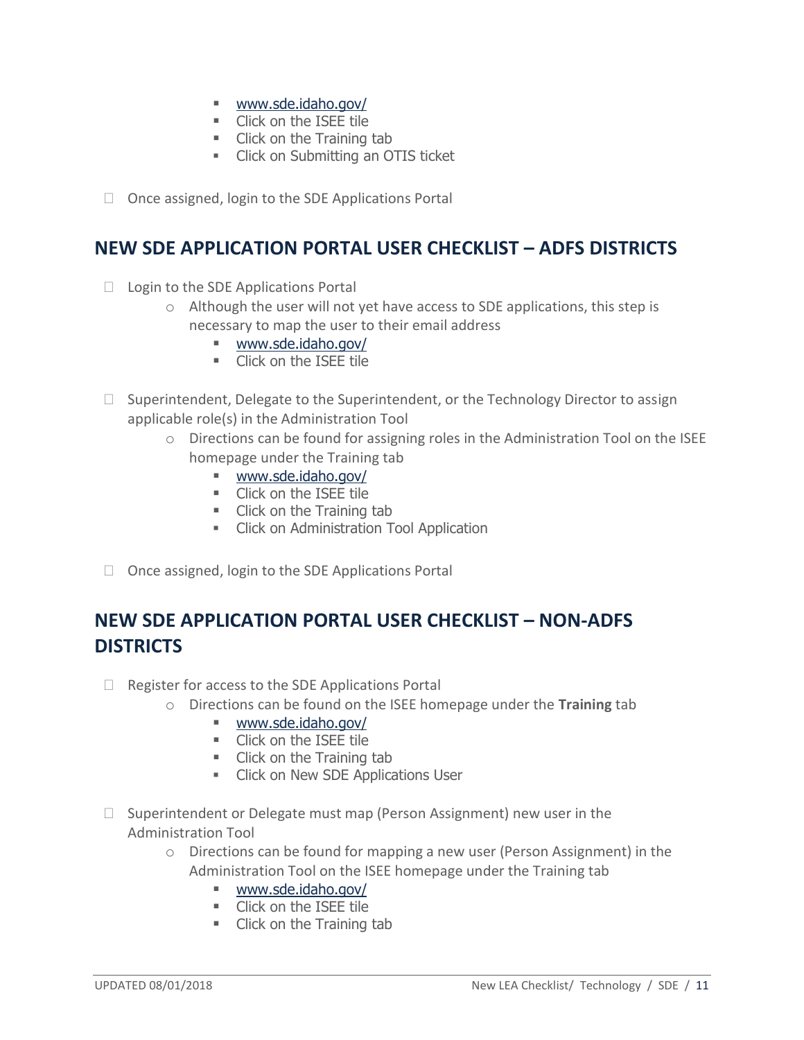- www.sde.idaho.gov/
  - Click on the ISEE tile
  - Click on the Training tab
  - Click on Submitting an OTIS ticket

- ☐ Once assigned, login to the SDE Applications Portal

## NEW SDE APPLICATION PORTAL USER CHECKLIST – ADFS DISTRICTS

- ☐ Login to the SDE Applications Portal
  - Although the user will not yet have access to SDE applications, this step is necessary to map the user to their email address
    - www.sde.idaho.gov/
    - Click on the ISEE tile

- ☐ Superintendent, Delegate to the Superintendent, or the Technology Director to assign applicable role(s) in the Administration Tool
  - Directions can be found for assigning roles in the Administration Tool on the ISEE homepage under the Training tab
    - www.sde.idaho.gov/
    - Click on the ISEE tile
    - Click on the Training tab
    - Click on Administration Tool Application

- ☐ Once assigned, login to the SDE Applications Portal

## NEW SDE APPLICATION PORTAL USER CHECKLIST – NON-ADFS DISTRICTS

- ☐ Register for access to the SDE Applications Portal
  - Directions can be found on the ISEE homepage under the **Training** tab
    - www.sde.idaho.gov/
    - Click on the ISEE tile
    - Click on the Training tab
    - Click on New SDE Applications User

- ☐ Superintendent or Delegate must map (Person Assignment) new user in the Administration Tool
  - Directions can be found for mapping a new user (Person Assignment) in the Administration Tool on the ISEE homepage under the Training tab
    - www.sde.idaho.gov/
    - Click on the ISEE tile
    - Click on the Training tab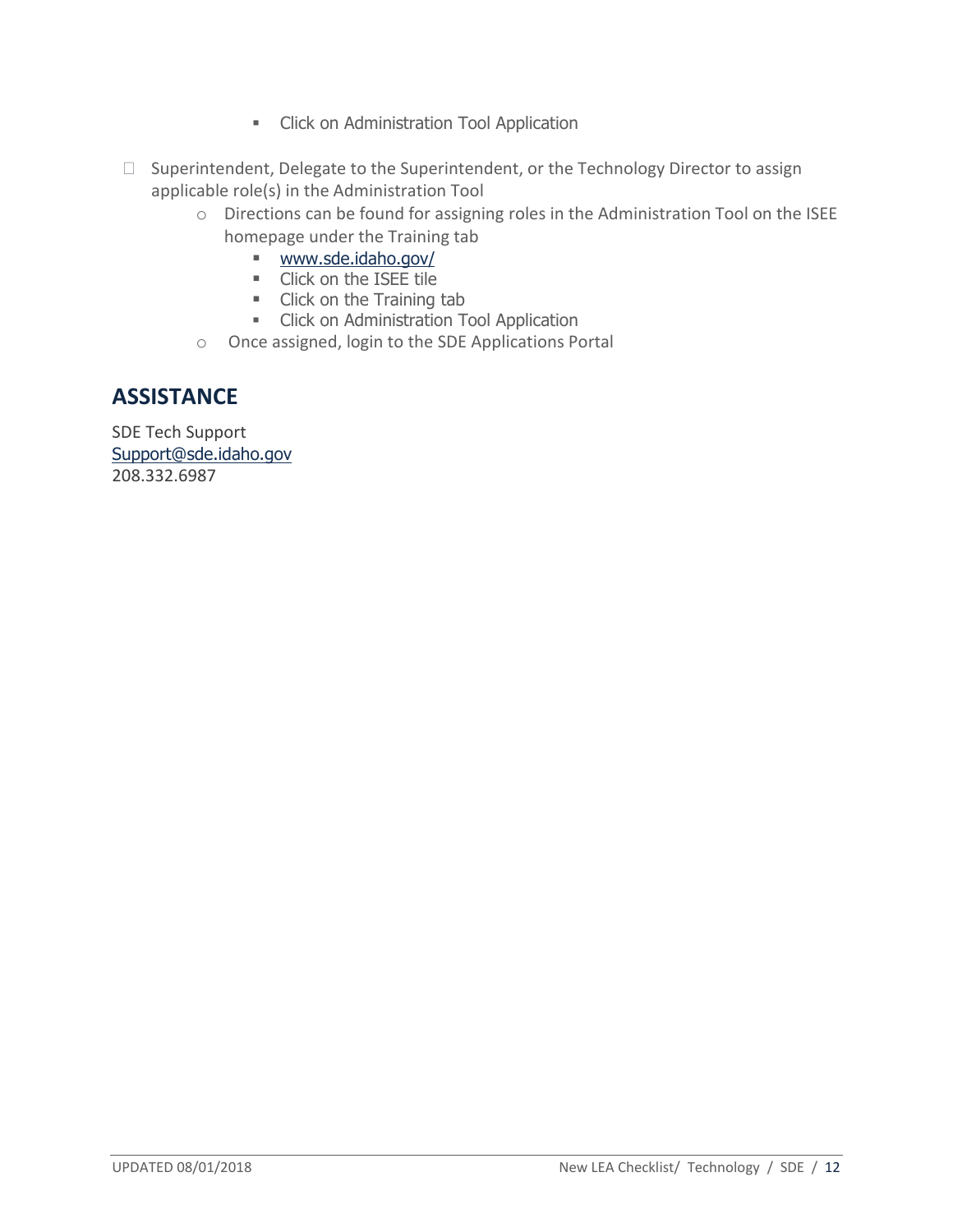- Click on Administration Tool Application

- ☐ Superintendent, Delegate to the Superintendent, or the Technology Director to assign applicable role(s) in the Administration Tool
    - Directions can be found for assigning roles in the Administration Tool on the ISEE homepage under the Training tab
        - www.sde.idaho.gov/
        - Click on the ISEE tile
        - Click on the Training tab
        - Click on Administration Tool Application
    - Once assigned, login to the SDE Applications Portal

## ASSISTANCE

SDE Tech Support
Support@sde.idaho.gov
208.332.6987